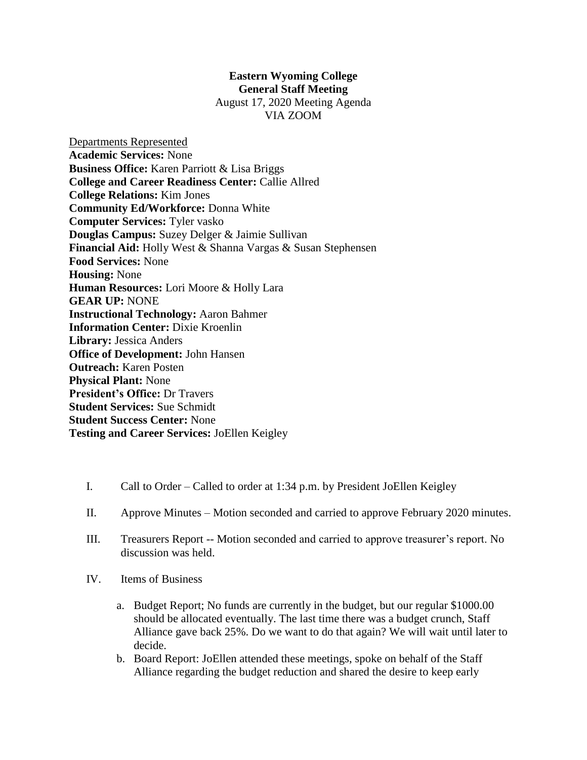**Eastern Wyoming College**
**General Staff Meeting**
August 17, 2020 Meeting Agenda
VIA ZOOM

Departments Represented
**Academic Services:** None
**Business Office:** Karen Parriott & Lisa Briggs
**College and Career Readiness Center:** Callie Allred
**College Relations:** Kim Jones
**Community Ed/Workforce:** Donna White
**Computer Services:** Tyler vasko
**Douglas Campus:** Suzey Delger & Jaimie Sullivan
**Financial Aid:** Holly West & Shanna Vargas & Susan Stephensen
**Food Services:** None
**Housing:** None
**Human Resources:** Lori Moore & Holly Lara
**GEAR UP:** NONE
**Instructional Technology:** Aaron Bahmer
**Information Center:** Dixie Kroenlin
**Library:** Jessica Anders
**Office of Development:** John Hansen
**Outreach:** Karen Posten
**Physical Plant:** None
**President's Office:** Dr Travers
**Student Services:** Sue Schmidt
**Student Success Center:** None
**Testing and Career Services:** JoEllen Keigley

I. Call to Order – Called to order at 1:34 p.m. by President JoEllen Keigley

II. Approve Minutes – Motion seconded and carried to approve February 2020 minutes.

III. Treasurers Report -- Motion seconded and carried to approve treasurer's report. No discussion was held.

IV. Items of Business

   a. Budget Report; No funds are currently in the budget, but our regular $1000.00 should be allocated eventually. The last time there was a budget crunch, Staff Alliance gave back 25%. Do we want to do that again? We will wait until later to decide.
   b. Board Report: JoEllen attended these meetings, spoke on behalf of the Staff Alliance regarding the budget reduction and shared the desire to keep early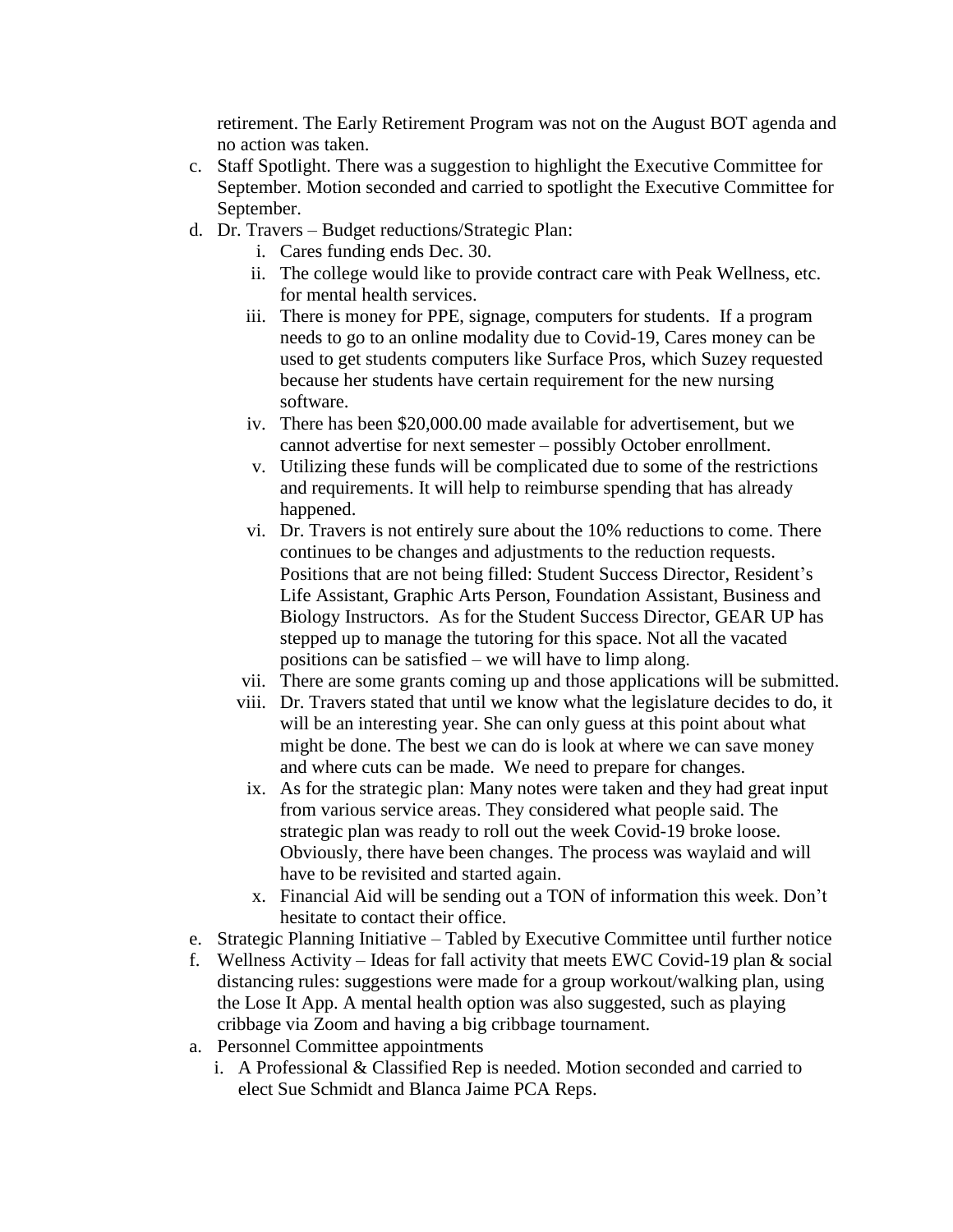retirement. The Early Retirement Program was not on the August BOT agenda and no action was taken.

c. Staff Spotlight. There was a suggestion to highlight the Executive Committee for September. Motion seconded and carried to spotlight the Executive Committee for September.

d. Dr. Travers – Budget reductions/Strategic Plan:

   i. Cares funding ends Dec. 30.

   ii. The college would like to provide contract care with Peak Wellness, etc. for mental health services.

   iii. There is money for PPE, signage, computers for students. If a program needs to go to an online modality due to Covid-19, Cares money can be used to get students computers like Surface Pros, which Suzey requested because her students have certain requirement for the new nursing software.

   iv. There has been $20,000.00 made available for advertisement, but we cannot advertise for next semester – possibly October enrollment.

   v. Utilizing these funds will be complicated due to some of the restrictions and requirements. It will help to reimburse spending that has already happened.

   vi. Dr. Travers is not entirely sure about the 10% reductions to come. There continues to be changes and adjustments to the reduction requests. Positions that are not being filled: Student Success Director, Resident's Life Assistant, Graphic Arts Person, Foundation Assistant, Business and Biology Instructors. As for the Student Success Director, GEAR UP has stepped up to manage the tutoring for this space. Not all the vacated positions can be satisfied – we will have to limp along.

   vii. There are some grants coming up and those applications will be submitted.

   viii. Dr. Travers stated that until we know what the legislature decides to do, it will be an interesting year. She can only guess at this point about what might be done. The best we can do is look at where we can save money and where cuts can be made. We need to prepare for changes.

   ix. As for the strategic plan: Many notes were taken and they had great input from various service areas. They considered what people said. The strategic plan was ready to roll out the week Covid-19 broke loose. Obviously, there have been changes. The process was waylaid and will have to be revisited and started again.

   x. Financial Aid will be sending out a TON of information this week. Don't hesitate to contact their office.

e. Strategic Planning Initiative – Tabled by Executive Committee until further notice

f. Wellness Activity – Ideas for fall activity that meets EWC Covid-19 plan & social distancing rules: suggestions were made for a group workout/walking plan, using the Lose It App. A mental health option was also suggested, such as playing cribbage via Zoom and having a big cribbage tournament.

a. Personnel Committee appointments

   i. A Professional & Classified Rep is needed. Motion seconded and carried to elect Sue Schmidt and Blanca Jaime PCA Reps.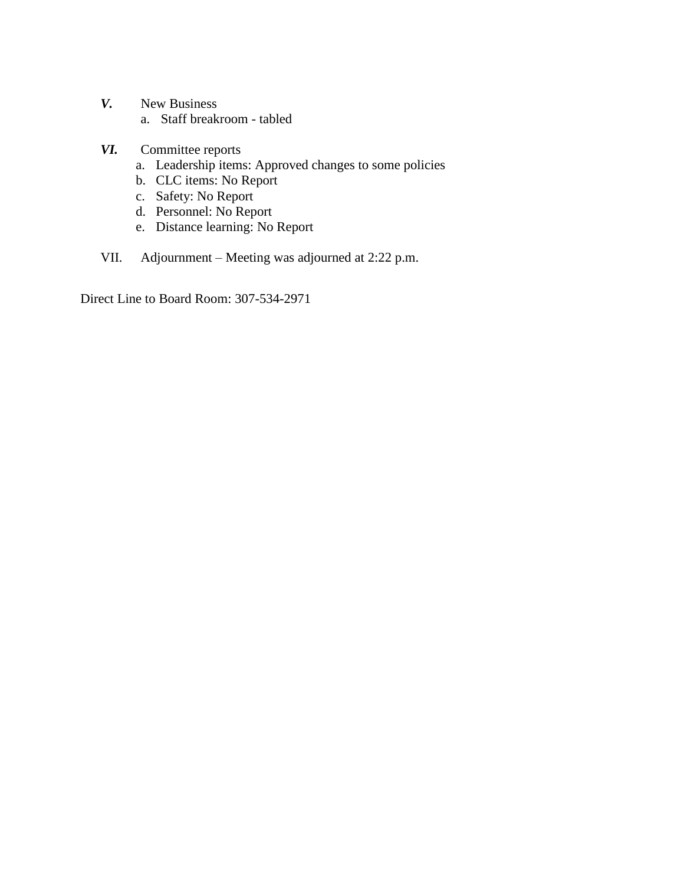***V.*** New Business

a. Staff breakroom - tabled

***VI.*** Committee reports

a. Leadership items: Approved changes to some policies
b. CLC items: No Report
c. Safety: No Report
d. Personnel: No Report
e. Distance learning: No Report

VII. Adjournment – Meeting was adjourned at 2:22 p.m.

Direct Line to Board Room: 307-534-2971